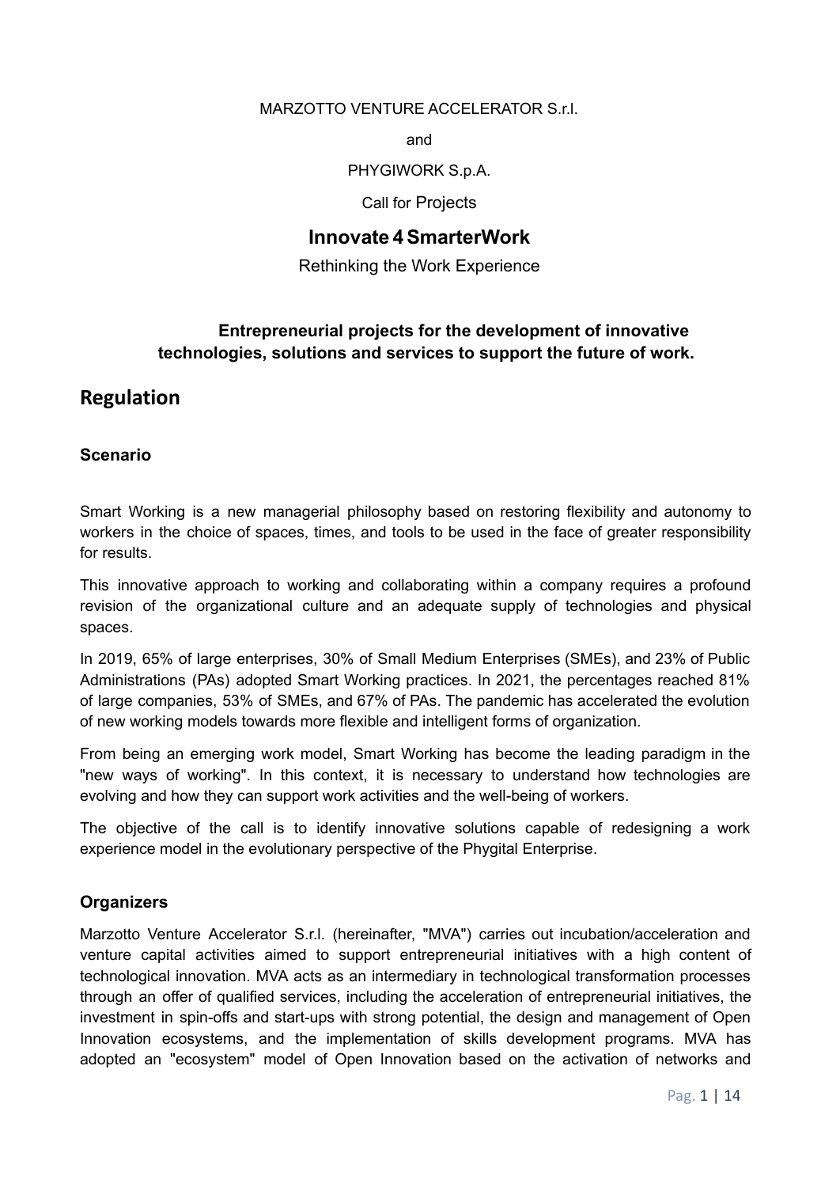MARZOTTO VENTURE ACCELERATOR S.r.l.

and

PHYGIWORK S.p.A.

Call for Projects

# Innovate 4 SmarterWork

Rethinking the Work Experience

**Entrepreneurial projects for the development of innovative technologies, solutions and services to support the future of work.**

## Regulation

### Scenario

Smart Working is a new managerial philosophy based on restoring flexibility and autonomy to workers in the choice of spaces, times, and tools to be used in the face of greater responsibility for results.

This innovative approach to working and collaborating within a company requires a profound revision of the organizational culture and an adequate supply of technologies and physical spaces.

In 2019, 65% of large enterprises, 30% of Small Medium Enterprises (SMEs), and 23% of Public Administrations (PAs) adopted Smart Working practices. In 2021, the percentages reached 81% of large companies, 53% of SMEs, and 67% of PAs. The pandemic has accelerated the evolution of new working models towards more flexible and intelligent forms of organization.

From being an emerging work model, Smart Working has become the leading paradigm in the "new ways of working". In this context, it is necessary to understand how technologies are evolving and how they can support work activities and the well-being of workers.

The objective of the call is to identify innovative solutions capable of redesigning a work experience model in the evolutionary perspective of the Phygital Enterprise.

### Organizers

Marzotto Venture Accelerator S.r.l. (hereinafter, "MVA") carries out incubation/acceleration and venture capital activities aimed to support entrepreneurial initiatives with a high content of technological innovation. MVA acts as an intermediary in technological transformation processes through an offer of qualified services, including the acceleration of entrepreneurial initiatives, the investment in spin-offs and start-ups with strong potential, the design and management of Open Innovation ecosystems, and the implementation of skills development programs. MVA has adopted an "ecosystem" model of Open Innovation based on the activation of networks and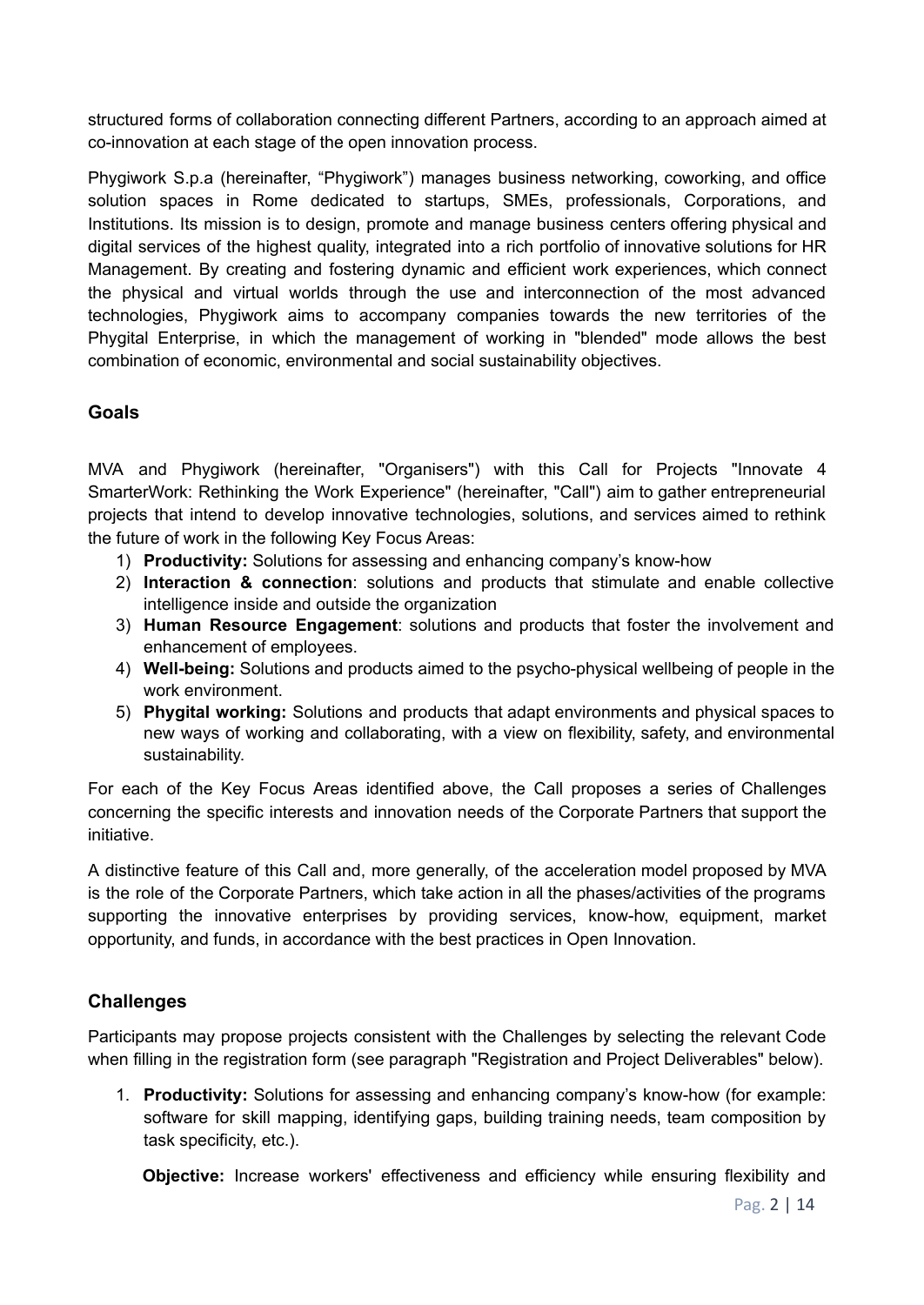structured forms of collaboration connecting different Partners, according to an approach aimed at co-innovation at each stage of the open innovation process.

Phygiwork S.p.a (hereinafter, "Phygiwork") manages business networking, coworking, and office solution spaces in Rome dedicated to startups, SMEs, professionals, Corporations, and Institutions. Its mission is to design, promote and manage business centers offering physical and digital services of the highest quality, integrated into a rich portfolio of innovative solutions for HR Management. By creating and fostering dynamic and efficient work experiences, which connect the physical and virtual worlds through the use and interconnection of the most advanced technologies, Phygiwork aims to accompany companies towards the new territories of the Phygital Enterprise, in which the management of working in "blended" mode allows the best combination of economic, environmental and social sustainability objectives.

## Goals

MVA and Phygiwork (hereinafter, "Organisers") with this Call for Projects "Innovate 4 SmarterWork: Rethinking the Work Experience" (hereinafter, "Call") aim to gather entrepreneurial projects that intend to develop innovative technologies, solutions, and services aimed to rethink the future of work in the following Key Focus Areas:

1) **Productivity:** Solutions for assessing and enhancing company's know-how
2) **Interaction & connection**: solutions and products that stimulate and enable collective intelligence inside and outside the organization
3) **Human Resource Engagement**: solutions and products that foster the involvement and enhancement of employees.
4) **Well-being:** Solutions and products aimed to the psycho-physical wellbeing of people in the work environment.
5) **Phygital working:** Solutions and products that adapt environments and physical spaces to new ways of working and collaborating, with a view on flexibility, safety, and environmental sustainability.

For each of the Key Focus Areas identified above, the Call proposes a series of Challenges concerning the specific interests and innovation needs of the Corporate Partners that support the initiative.

A distinctive feature of this Call and, more generally, of the acceleration model proposed by MVA is the role of the Corporate Partners, which take action in all the phases/activities of the programs supporting the innovative enterprises by providing services, know-how, equipment, market opportunity, and funds, in accordance with the best practices in Open Innovation.

## Challenges

Participants may propose projects consistent with the Challenges by selecting the relevant Code when filling in the registration form (see paragraph "Registration and Project Deliverables" below).

1. **Productivity:** Solutions for assessing and enhancing company's know-how (for example: software for skill mapping, identifying gaps, building training needs, team composition by task specificity, etc.).

   **Objective:** Increase workers' effectiveness and efficiency while ensuring flexibility and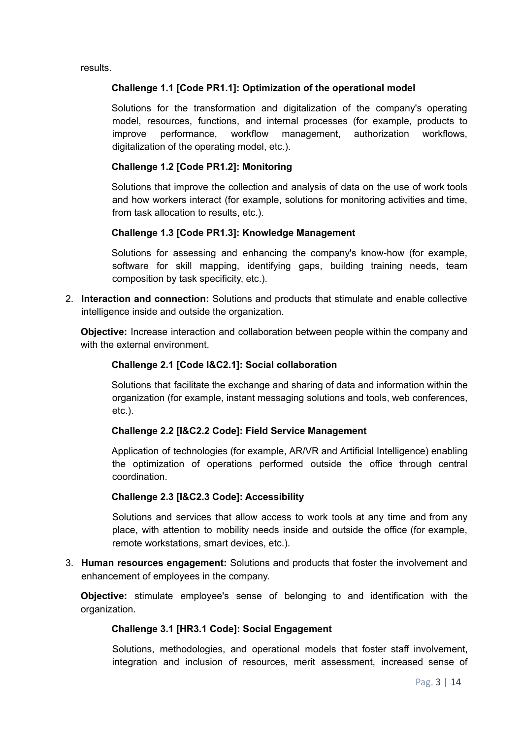results.

**Challenge 1.1 [Code PR1.1]: Optimization of the operational model**

Solutions for the transformation and digitalization of the company's operating model, resources, functions, and internal processes (for example, products to improve performance, workflow management, authorization workflows, digitalization of the operating model, etc.).

**Challenge 1.2 [Code PR1.2]: Monitoring**

Solutions that improve the collection and analysis of data on the use of work tools and how workers interact (for example, solutions for monitoring activities and time, from task allocation to results, etc.).

**Challenge 1.3 [Code PR1.3]: Knowledge Management**

Solutions for assessing and enhancing the company's know-how (for example, software for skill mapping, identifying gaps, building training needs, team composition by task specificity, etc.).

2. **Interaction and connection:** Solutions and products that stimulate and enable collective intelligence inside and outside the organization.

   **Objective:** Increase interaction and collaboration between people within the company and with the external environment.

**Challenge 2.1 [Code I&C2.1]: Social collaboration**

Solutions that facilitate the exchange and sharing of data and information within the organization (for example, instant messaging solutions and tools, web conferences, etc.).

**Challenge 2.2 [I&C2.2 Code]: Field Service Management**

Application of technologies (for example, AR/VR and Artificial Intelligence) enabling the optimization of operations performed outside the office through central coordination.

**Challenge 2.3 [I&C2.3 Code]: Accessibility**

Solutions and services that allow access to work tools at any time and from any place, with attention to mobility needs inside and outside the office (for example, remote workstations, smart devices, etc.).

3. **Human resources engagement:** Solutions and products that foster the involvement and enhancement of employees in the company.

   **Objective:** stimulate employee's sense of belonging to and identification with the organization.

**Challenge 3.1 [HR3.1 Code]: Social Engagement**

Solutions, methodologies, and operational models that foster staff involvement, integration and inclusion of resources, merit assessment, increased sense of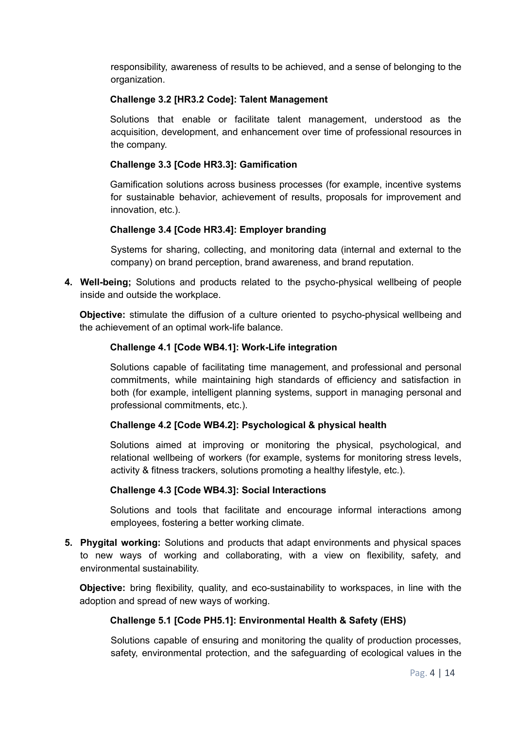responsibility, awareness of results to be achieved, and a sense of belonging to the organization.

**Challenge 3.2 [HR3.2 Code]: Talent Management**

Solutions that enable or facilitate talent management, understood as the acquisition, development, and enhancement over time of professional resources in the company.

**Challenge 3.3 [Code HR3.3]: Gamification**

Gamification solutions across business processes (for example, incentive systems for sustainable behavior, achievement of results, proposals for improvement and innovation, etc.).

**Challenge 3.4 [Code HR3.4]: Employer branding**

Systems for sharing, collecting, and monitoring data (internal and external to the company) on brand perception, brand awareness, and brand reputation.

4. **Well-being;** Solutions and products related to the psycho-physical wellbeing of people inside and outside the workplace.

   **Objective:** stimulate the diffusion of a culture oriented to psycho-physical wellbeing and the achievement of an optimal work-life balance.

   **Challenge 4.1 [Code WB4.1]: Work-Life integration**

   Solutions capable of facilitating time management, and professional and personal commitments, while maintaining high standards of efficiency and satisfaction in both (for example, intelligent planning systems, support in managing personal and professional commitments, etc.).

   **Challenge 4.2 [Code WB4.2]: Psychological & physical health**

   Solutions aimed at improving or monitoring the physical, psychological, and relational wellbeing of workers (for example, systems for monitoring stress levels, activity & fitness trackers, solutions promoting a healthy lifestyle, etc.).

   **Challenge 4.3 [Code WB4.3]: Social Interactions**

   Solutions and tools that facilitate and encourage informal interactions among employees, fostering a better working climate.

5. **Phygital working:** Solutions and products that adapt environments and physical spaces to new ways of working and collaborating, with a view on flexibility, safety, and environmental sustainability.

   **Objective:** bring flexibility, quality, and eco-sustainability to workspaces, in line with the adoption and spread of new ways of working.

   **Challenge 5.1 [Code PH5.1]: Environmental Health & Safety (EHS)**

   Solutions capable of ensuring and monitoring the quality of production processes, safety, environmental protection, and the safeguarding of ecological values in the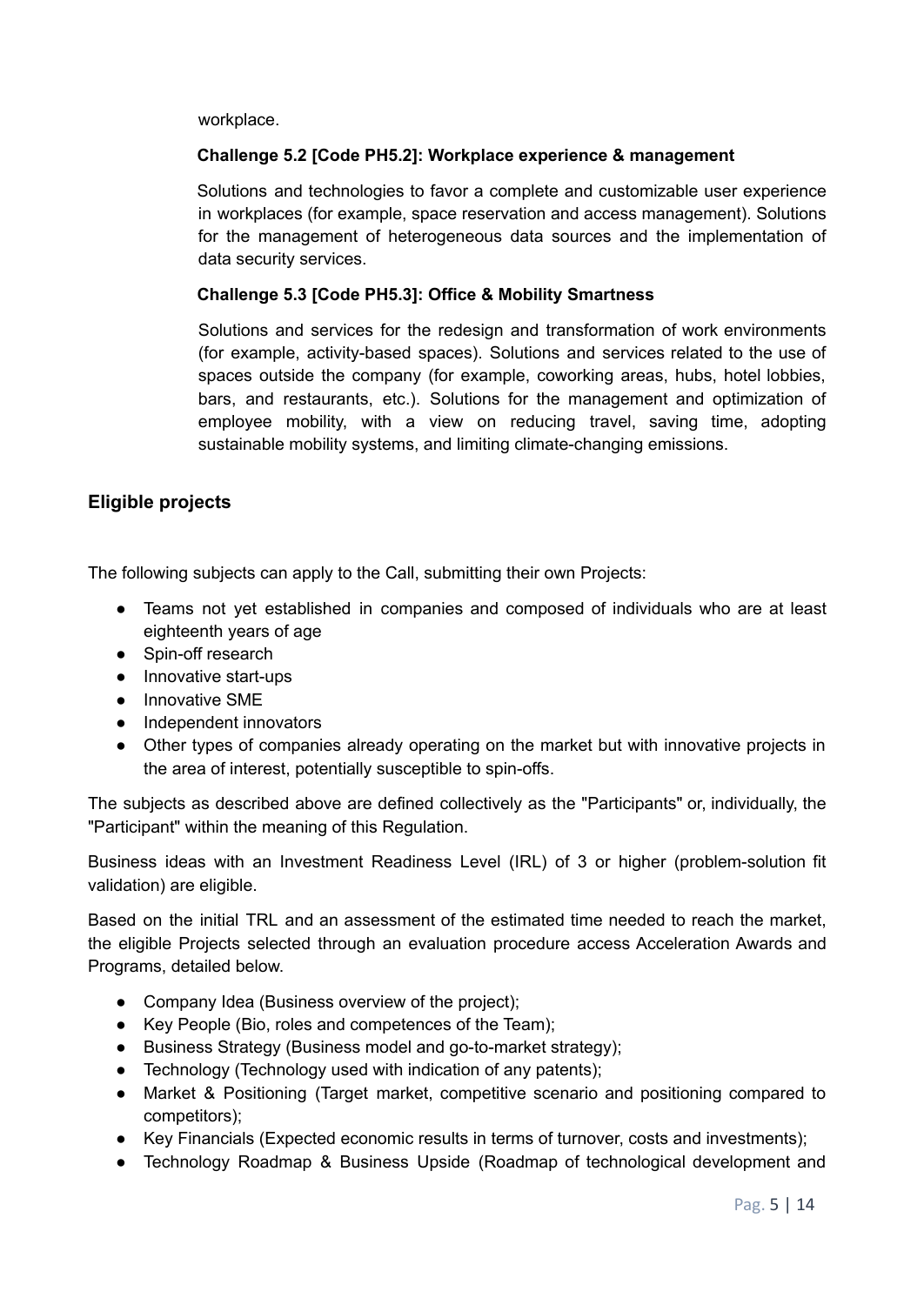workplace.

**Challenge 5.2 [Code PH5.2]: Workplace experience & management**

Solutions and technologies to favor a complete and customizable user experience in workplaces (for example, space reservation and access management). Solutions for the management of heterogeneous data sources and the implementation of data security services.

**Challenge 5.3 [Code PH5.3]: Office & Mobility Smartness**

Solutions and services for the redesign and transformation of work environments (for example, activity-based spaces). Solutions and services related to the use of spaces outside the company (for example, coworking areas, hubs, hotel lobbies, bars, and restaurants, etc.). Solutions for the management and optimization of employee mobility, with a view on reducing travel, saving time, adopting sustainable mobility systems, and limiting climate-changing emissions.

## Eligible projects

The following subjects can apply to the Call, submitting their own Projects:

- Teams not yet established in companies and composed of individuals who are at least eighteenth years of age
- Spin-off research
- Innovative start-ups
- Innovative SME
- Independent innovators
- Other types of companies already operating on the market but with innovative projects in the area of interest, potentially susceptible to spin-offs.

The subjects as described above are defined collectively as the "Participants" or, individually, the "Participant" within the meaning of this Regulation.

Business ideas with an Investment Readiness Level (IRL) of 3 or higher (problem-solution fit validation) are eligible.

Based on the initial TRL and an assessment of the estimated time needed to reach the market, the eligible Projects selected through an evaluation procedure access Acceleration Awards and Programs, detailed below.

- Company Idea (Business overview of the project);
- Key People (Bio, roles and competences of the Team);
- Business Strategy (Business model and go-to-market strategy);
- Technology (Technology used with indication of any patents);
- Market & Positioning (Target market, competitive scenario and positioning compared to competitors);
- Key Financials (Expected economic results in terms of turnover, costs and investments);
- Technology Roadmap & Business Upside (Roadmap of technological development and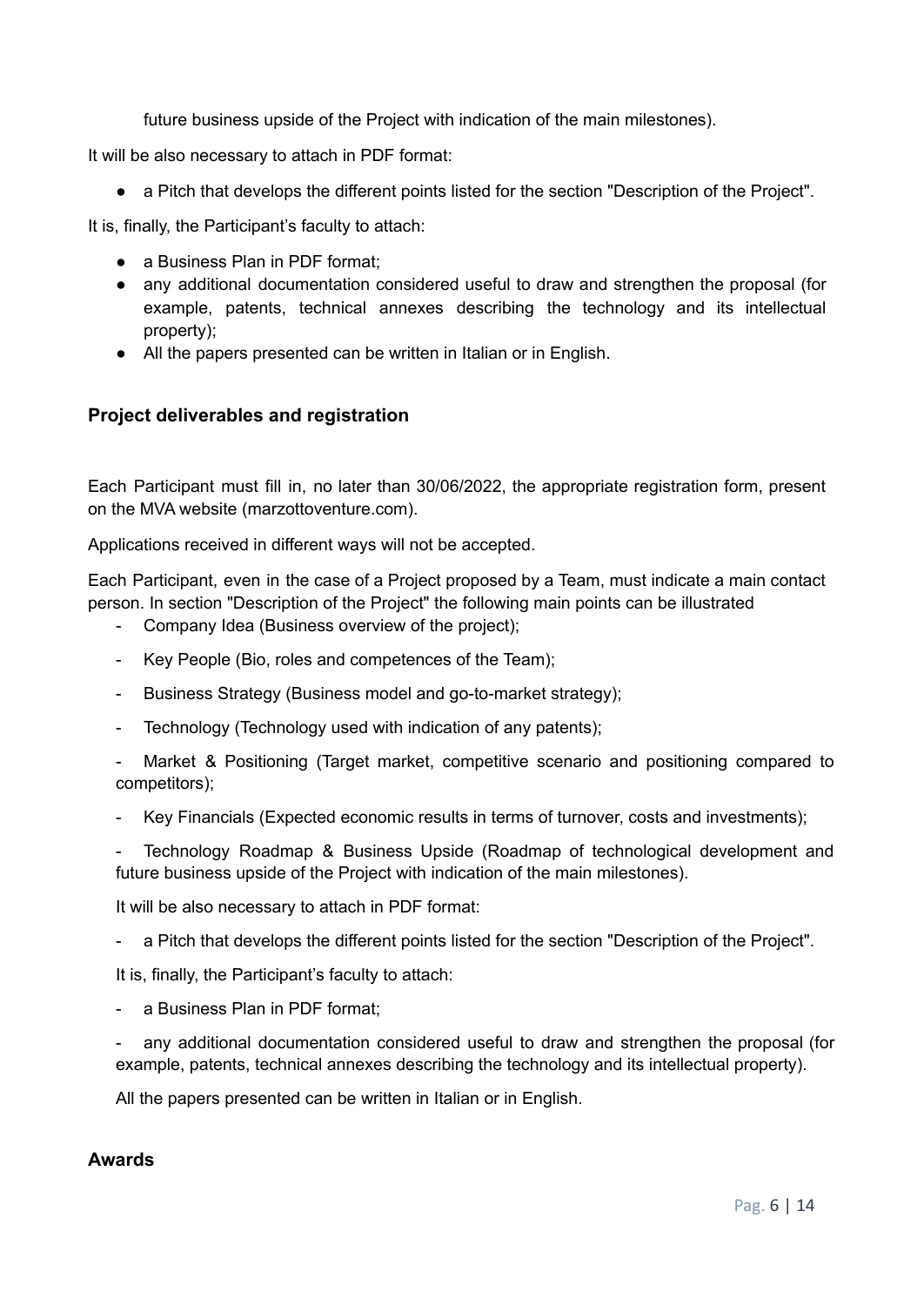future business upside of the Project with indication of the main milestones).

It will be also necessary to attach in PDF format:

- a Pitch that develops the different points listed for the section "Description of the Project".

It is, finally, the Participant's faculty to attach:

- a Business Plan in PDF format;
- any additional documentation considered useful to draw and strengthen the proposal (for example, patents, technical annexes describing the technology and its intellectual property);
- All the papers presented can be written in Italian or in English.

### Project deliverables and registration

Each Participant must fill in, no later than 30/06/2022, the appropriate registration form, present on the MVA website (marzottoventure.com).

Applications received in different ways will not be accepted.

Each Participant, even in the case of a Project proposed by a Team, must indicate a main contact person. In section "Description of the Project" the following main points can be illustrated

- Company Idea (Business overview of the project);
- Key People (Bio, roles and competences of the Team);
- Business Strategy (Business model and go-to-market strategy);
- Technology (Technology used with indication of any patents);
- Market & Positioning (Target market, competitive scenario and positioning compared to competitors);
- Key Financials (Expected economic results in terms of turnover, costs and investments);
- Technology Roadmap & Business Upside (Roadmap of technological development and future business upside of the Project with indication of the main milestones).

It will be also necessary to attach in PDF format:

- a Pitch that develops the different points listed for the section "Description of the Project".

It is, finally, the Participant's faculty to attach:

- a Business Plan in PDF format;
- any additional documentation considered useful to draw and strengthen the proposal (for example, patents, technical annexes describing the technology and its intellectual property).

All the papers presented can be written in Italian or in English.

### Awards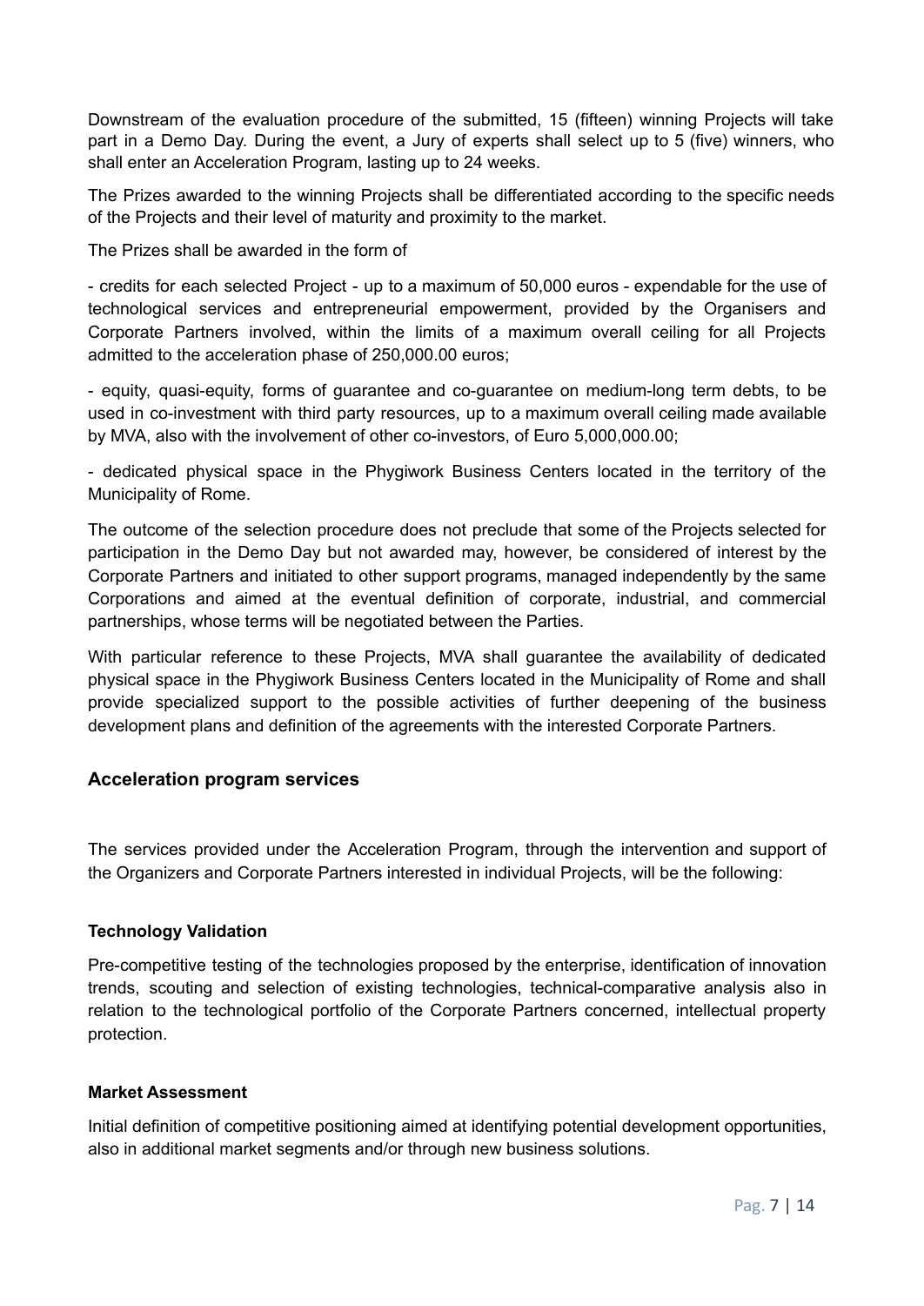Downstream of the evaluation procedure of the submitted, 15 (fifteen) winning Projects will take part in a Demo Day. During the event, a Jury of experts shall select up to 5 (five) winners, who shall enter an Acceleration Program, lasting up to 24 weeks.

The Prizes awarded to the winning Projects shall be differentiated according to the specific needs of the Projects and their level of maturity and proximity to the market.

The Prizes shall be awarded in the form of

- credits for each selected Project - up to a maximum of 50,000 euros - expendable for the use of technological services and entrepreneurial empowerment, provided by the Organisers and Corporate Partners involved, within the limits of a maximum overall ceiling for all Projects admitted to the acceleration phase of 250,000.00 euros;

- equity, quasi-equity, forms of guarantee and co-guarantee on medium-long term debts, to be used in co-investment with third party resources, up to a maximum overall ceiling made available by MVA, also with the involvement of other co-investors, of Euro 5,000,000.00;

- dedicated physical space in the Phygiwork Business Centers located in the territory of the Municipality of Rome.

The outcome of the selection procedure does not preclude that some of the Projects selected for participation in the Demo Day but not awarded may, however, be considered of interest by the Corporate Partners and initiated to other support programs, managed independently by the same Corporations and aimed at the eventual definition of corporate, industrial, and commercial partnerships, whose terms will be negotiated between the Parties.

With particular reference to these Projects, MVA shall guarantee the availability of dedicated physical space in the Phygiwork Business Centers located in the Municipality of Rome and shall provide specialized support to the possible activities of further deepening of the business development plans and definition of the agreements with the interested Corporate Partners.

## Acceleration program services

The services provided under the Acceleration Program, through the intervention and support of the Organizers and Corporate Partners interested in individual Projects, will be the following:

**Technology Validation**

Pre-competitive testing of the technologies proposed by the enterprise, identification of innovation trends, scouting and selection of existing technologies, technical-comparative analysis also in relation to the technological portfolio of the Corporate Partners concerned, intellectual property protection.

**Market Assessment**

Initial definition of competitive positioning aimed at identifying potential development opportunities, also in additional market segments and/or through new business solutions.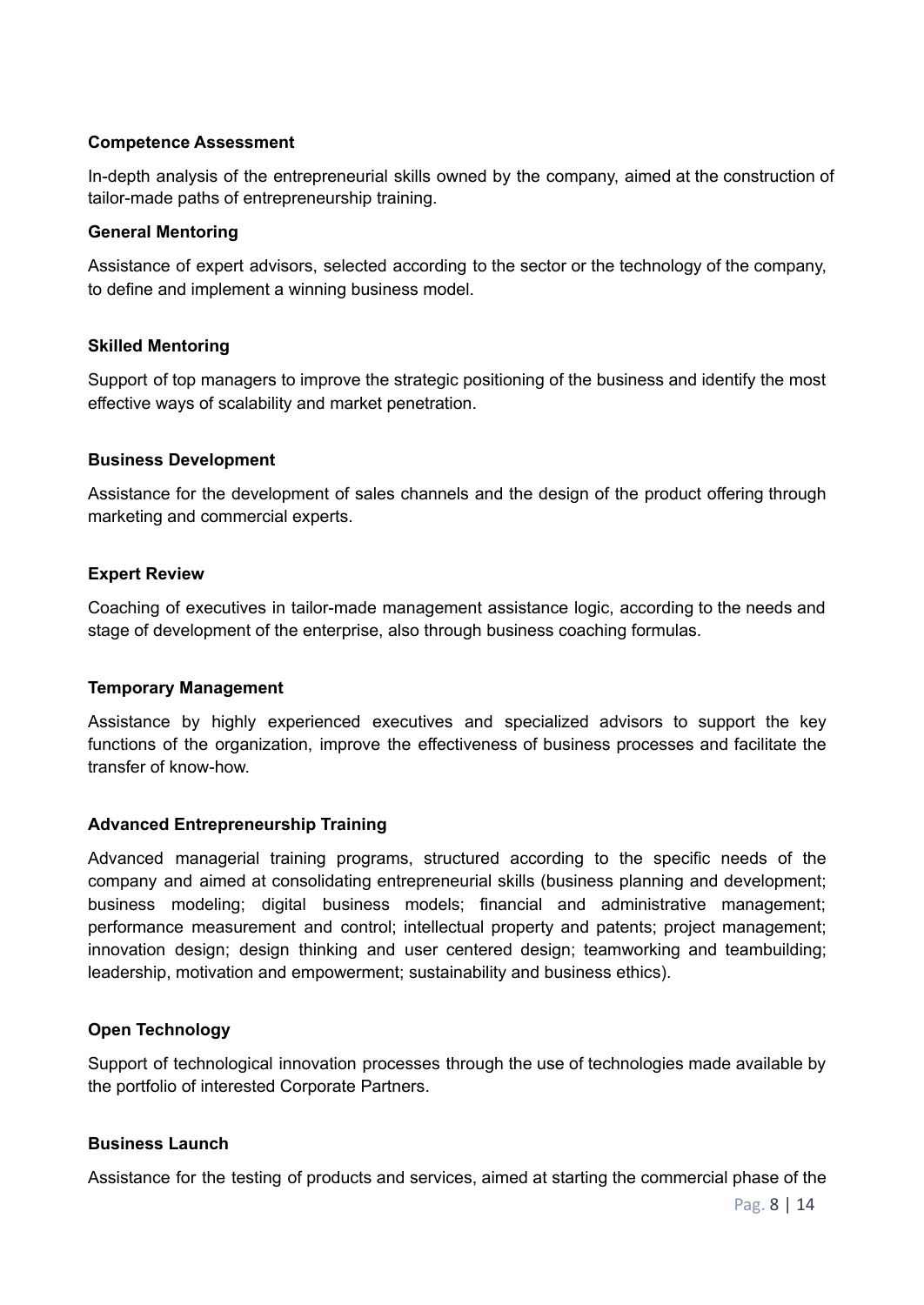**Competence Assessment**

In-depth analysis of the entrepreneurial skills owned by the company, aimed at the construction of tailor-made paths of entrepreneurship training.

**General Mentoring**

Assistance of expert advisors, selected according to the sector or the technology of the company, to define and implement a winning business model.

**Skilled Mentoring**

Support of top managers to improve the strategic positioning of the business and identify the most effective ways of scalability and market penetration.

**Business Development**

Assistance for the development of sales channels and the design of the product offering through marketing and commercial experts.

**Expert Review**

Coaching of executives in tailor-made management assistance logic, according to the needs and stage of development of the enterprise, also through business coaching formulas.

**Temporary Management**

Assistance by highly experienced executives and specialized advisors to support the key functions of the organization, improve the effectiveness of business processes and facilitate the transfer of know-how.

**Advanced Entrepreneurship Training**

Advanced managerial training programs, structured according to the specific needs of the company and aimed at consolidating entrepreneurial skills (business planning and development; business modeling; digital business models; financial and administrative management; performance measurement and control; intellectual property and patents; project management; innovation design; design thinking and user centered design; teamworking and teambuilding; leadership, motivation and empowerment; sustainability and business ethics).

**Open Technology**

Support of technological innovation processes through the use of technologies made available by the portfolio of interested Corporate Partners.

**Business Launch**

Assistance for the testing of products and services, aimed at starting the commercial phase of the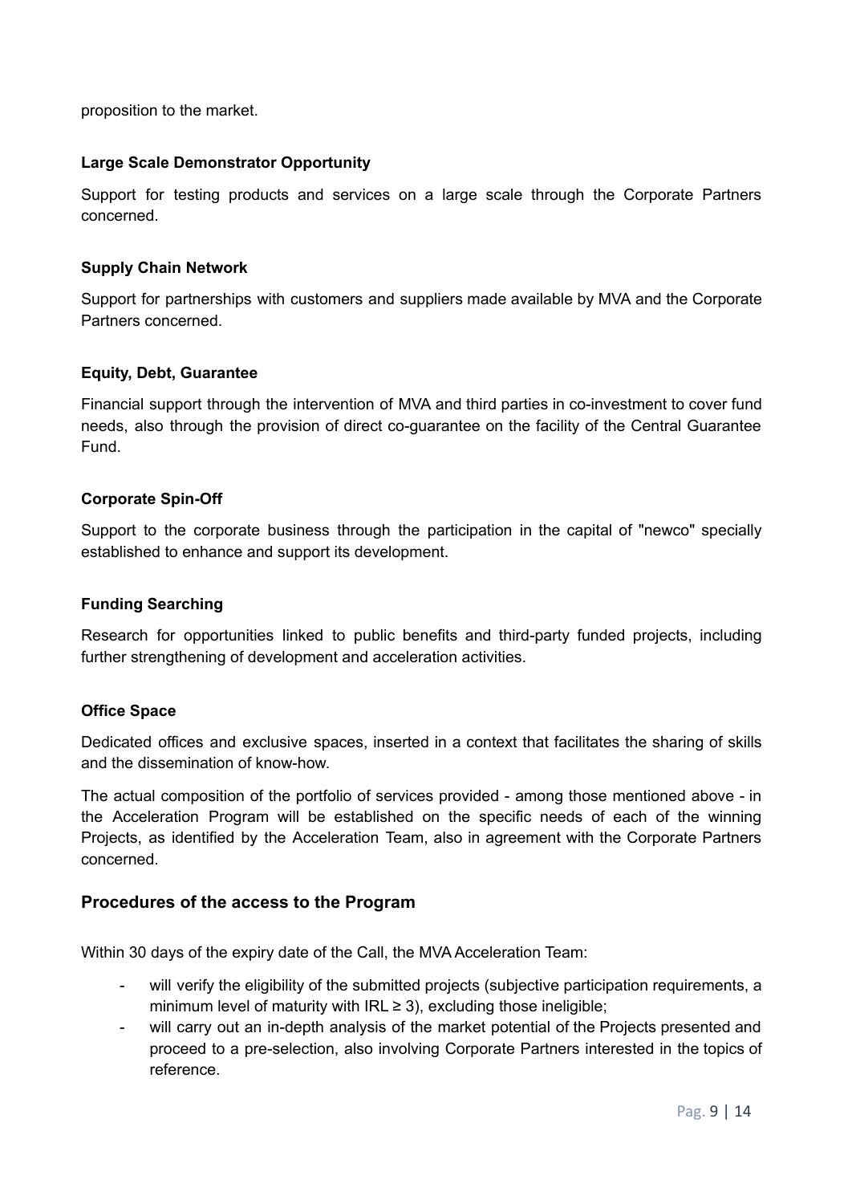proposition to the market.

**Large Scale Demonstrator Opportunity**

Support for testing products and services on a large scale through the Corporate Partners concerned.

**Supply Chain Network**

Support for partnerships with customers and suppliers made available by MVA and the Corporate Partners concerned.

**Equity, Debt, Guarantee**

Financial support through the intervention of MVA and third parties in co-investment to cover fund needs, also through the provision of direct co-guarantee on the facility of the Central Guarantee Fund.

**Corporate Spin-Off**

Support to the corporate business through the participation in the capital of "newco" specially established to enhance and support its development.

**Funding Searching**

Research for opportunities linked to public benefits and third-party funded projects, including further strengthening of development and acceleration activities.

**Office Space**

Dedicated offices and exclusive spaces, inserted in a context that facilitates the sharing of skills and the dissemination of know-how.

The actual composition of the portfolio of services provided - among those mentioned above - in the Acceleration Program will be established on the specific needs of each of the winning Projects, as identified by the Acceleration Team, also in agreement with the Corporate Partners concerned.

## Procedures of the access to the Program

Within 30 days of the expiry date of the Call, the MVA Acceleration Team:

- will verify the eligibility of the submitted projects (subjective participation requirements, a minimum level of maturity with IRL ≥ 3), excluding those ineligible;
- will carry out an in-depth analysis of the market potential of the Projects presented and proceed to a pre-selection, also involving Corporate Partners interested in the topics of reference.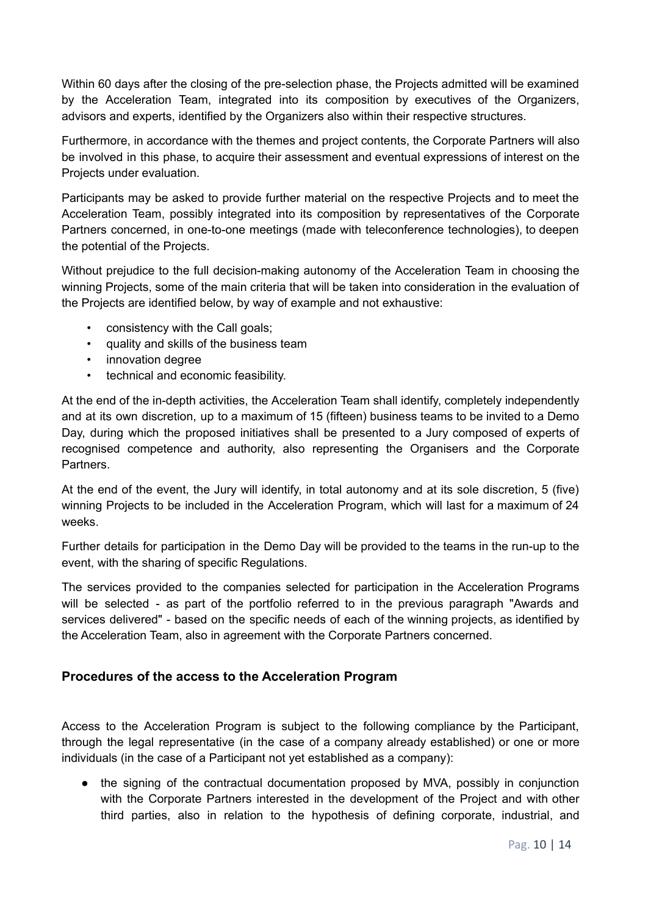Within 60 days after the closing of the pre-selection phase, the Projects admitted will be examined by the Acceleration Team, integrated into its composition by executives of the Organizers, advisors and experts, identified by the Organizers also within their respective structures.

Furthermore, in accordance with the themes and project contents, the Corporate Partners will also be involved in this phase, to acquire their assessment and eventual expressions of interest on the Projects under evaluation.

Participants may be asked to provide further material on the respective Projects and to meet the Acceleration Team, possibly integrated into its composition by representatives of the Corporate Partners concerned, in one-to-one meetings (made with teleconference technologies), to deepen the potential of the Projects.

Without prejudice to the full decision-making autonomy of the Acceleration Team in choosing the winning Projects, some of the main criteria that will be taken into consideration in the evaluation of the Projects are identified below, by way of example and not exhaustive:

- consistency with the Call goals;
- quality and skills of the business team
- innovation degree
- technical and economic feasibility.

At the end of the in-depth activities, the Acceleration Team shall identify, completely independently and at its own discretion, up to a maximum of 15 (fifteen) business teams to be invited to a Demo Day, during which the proposed initiatives shall be presented to a Jury composed of experts of recognised competence and authority, also representing the Organisers and the Corporate Partners.

At the end of the event, the Jury will identify, in total autonomy and at its sole discretion, 5 (five) winning Projects to be included in the Acceleration Program, which will last for a maximum of 24 weeks.

Further details for participation in the Demo Day will be provided to the teams in the run-up to the event, with the sharing of specific Regulations.

The services provided to the companies selected for participation in the Acceleration Programs will be selected - as part of the portfolio referred to in the previous paragraph "Awards and services delivered" - based on the specific needs of each of the winning projects, as identified by the Acceleration Team, also in agreement with the Corporate Partners concerned.

### Procedures of the access to the Acceleration Program

Access to the Acceleration Program is subject to the following compliance by the Participant, through the legal representative (in the case of a company already established) or one or more individuals (in the case of a Participant not yet established as a company):

- the signing of the contractual documentation proposed by MVA, possibly in conjunction with the Corporate Partners interested in the development of the Project and with other third parties, also in relation to the hypothesis of defining corporate, industrial, and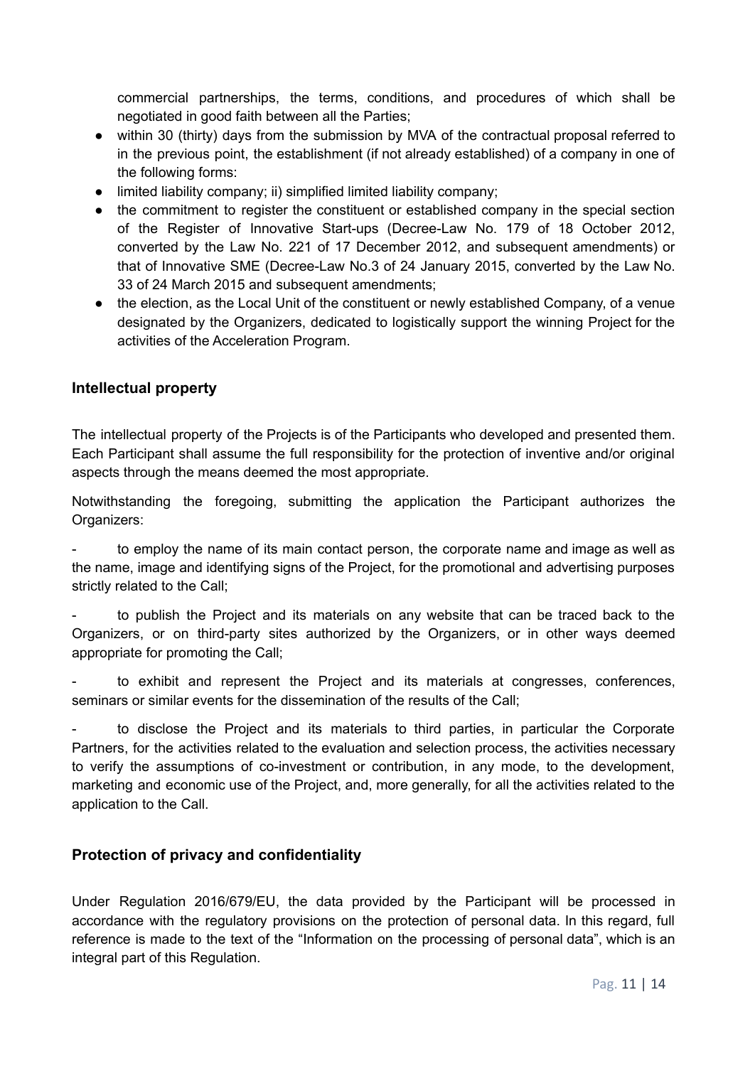commercial partnerships, the terms, conditions, and procedures of which shall be negotiated in good faith between all the Parties;

- within 30 (thirty) days from the submission by MVA of the contractual proposal referred to in the previous point, the establishment (if not already established) of a company in one of the following forms:
- limited liability company; ii) simplified limited liability company;
- the commitment to register the constituent or established company in the special section of the Register of Innovative Start-ups (Decree-Law No. 179 of 18 October 2012, converted by the Law No. 221 of 17 December 2012, and subsequent amendments) or that of Innovative SME (Decree-Law No.3 of 24 January 2015, converted by the Law No. 33 of 24 March 2015 and subsequent amendments;
- the election, as the Local Unit of the constituent or newly established Company, of a venue designated by the Organizers, dedicated to logistically support the winning Project for the activities of the Acceleration Program.

## Intellectual property

The intellectual property of the Projects is of the Participants who developed and presented them. Each Participant shall assume the full responsibility for the protection of inventive and/or original aspects through the means deemed the most appropriate.

Notwithstanding the foregoing, submitting the application the Participant authorizes the Organizers:

- to employ the name of its main contact person, the corporate name and image as well as the name, image and identifying signs of the Project, for the promotional and advertising purposes strictly related to the Call;
- to publish the Project and its materials on any website that can be traced back to the Organizers, or on third-party sites authorized by the Organizers, or in other ways deemed appropriate for promoting the Call;
- to exhibit and represent the Project and its materials at congresses, conferences, seminars or similar events for the dissemination of the results of the Call;
- to disclose the Project and its materials to third parties, in particular the Corporate Partners, for the activities related to the evaluation and selection process, the activities necessary to verify the assumptions of co-investment or contribution, in any mode, to the development, marketing and economic use of the Project, and, more generally, for all the activities related to the application to the Call.

## Protection of privacy and confidentiality

Under Regulation 2016/679/EU, the data provided by the Participant will be processed in accordance with the regulatory provisions on the protection of personal data. In this regard, full reference is made to the text of the "Information on the processing of personal data", which is an integral part of this Regulation.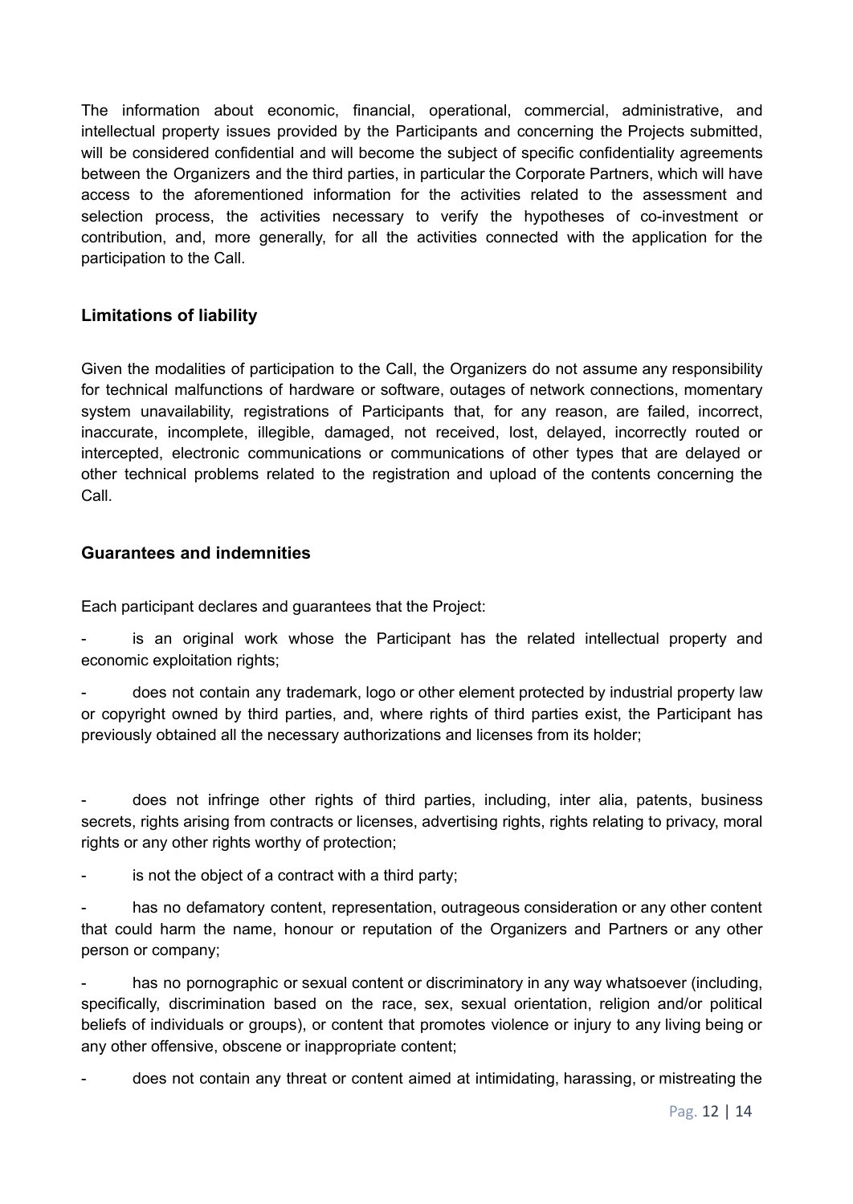The information about economic, financial, operational, commercial, administrative, and intellectual property issues provided by the Participants and concerning the Projects submitted, will be considered confidential and will become the subject of specific confidentiality agreements between the Organizers and the third parties, in particular the Corporate Partners, which will have access to the aforementioned information for the activities related to the assessment and selection process, the activities necessary to verify the hypotheses of co-investment or contribution, and, more generally, for all the activities connected with the application for the participation to the Call.

## Limitations of liability

Given the modalities of participation to the Call, the Organizers do not assume any responsibility for technical malfunctions of hardware or software, outages of network connections, momentary system unavailability, registrations of Participants that, for any reason, are failed, incorrect, inaccurate, incomplete, illegible, damaged, not received, lost, delayed, incorrectly routed or intercepted, electronic communications or communications of other types that are delayed or other technical problems related to the registration and upload of the contents concerning the Call.

## Guarantees and indemnities

Each participant declares and guarantees that the Project:

- is an original work whose the Participant has the related intellectual property and economic exploitation rights;
- does not contain any trademark, logo or other element protected by industrial property law or copyright owned by third parties, and, where rights of third parties exist, the Participant has previously obtained all the necessary authorizations and licenses from its holder;
- does not infringe other rights of third parties, including, inter alia, patents, business secrets, rights arising from contracts or licenses, advertising rights, rights relating to privacy, moral rights or any other rights worthy of protection;
- is not the object of a contract with a third party;
- has no defamatory content, representation, outrageous consideration or any other content that could harm the name, honour or reputation of the Organizers and Partners or any other person or company;
- has no pornographic or sexual content or discriminatory in any way whatsoever (including, specifically, discrimination based on the race, sex, sexual orientation, religion and/or political beliefs of individuals or groups), or content that promotes violence or injury to any living being or any other offensive, obscene or inappropriate content;
- does not contain any threat or content aimed at intimidating, harassing, or mistreating the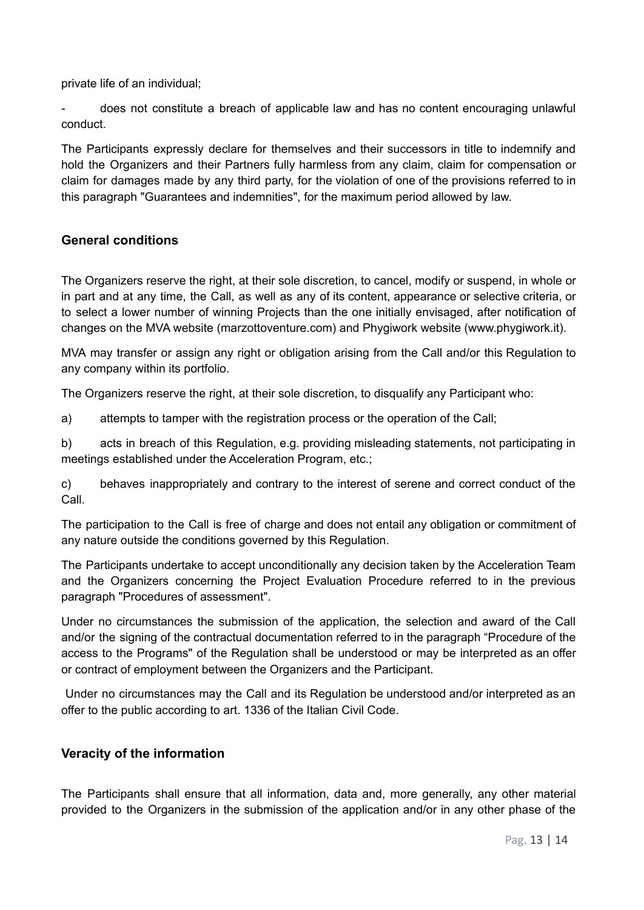private life of an individual;

- does not constitute a breach of applicable law and has no content encouraging unlawful conduct.

The Participants expressly declare for themselves and their successors in title to indemnify and hold the Organizers and their Partners fully harmless from any claim, claim for compensation or claim for damages made by any third party, for the violation of one of the provisions referred to in this paragraph "Guarantees and indemnities", for the maximum period allowed by law.

## General conditions

The Organizers reserve the right, at their sole discretion, to cancel, modify or suspend, in whole or in part and at any time, the Call, as well as any of its content, appearance or selective criteria, or to select a lower number of winning Projects than the one initially envisaged, after notification of changes on the MVA website (marzottoventure.com) and Phygiwork website (www.phygiwork.it).

MVA may transfer or assign any right or obligation arising from the Call and/or this Regulation to any company within its portfolio.

The Organizers reserve the right, at their sole discretion, to disqualify any Participant who:

a) attempts to tamper with the registration process or the operation of the Call;

b) acts in breach of this Regulation, e.g. providing misleading statements, not participating in meetings established under the Acceleration Program, etc.;

c) behaves inappropriately and contrary to the interest of serene and correct conduct of the Call.

The participation to the Call is free of charge and does not entail any obligation or commitment of any nature outside the conditions governed by this Regulation.

The Participants undertake to accept unconditionally any decision taken by the Acceleration Team and the Organizers concerning the Project Evaluation Procedure referred to in the previous paragraph "Procedures of assessment".

Under no circumstances the submission of the application, the selection and award of the Call and/or the signing of the contractual documentation referred to in the paragraph "Procedure of the access to the Programs" of the Regulation shall be understood or may be interpreted as an offer or contract of employment between the Organizers and the Participant.

Under no circumstances may the Call and its Regulation be understood and/or interpreted as an offer to the public according to art. 1336 of the Italian Civil Code.

## Veracity of the information

The Participants shall ensure that all information, data and, more generally, any other material provided to the Organizers in the submission of the application and/or in any other phase of the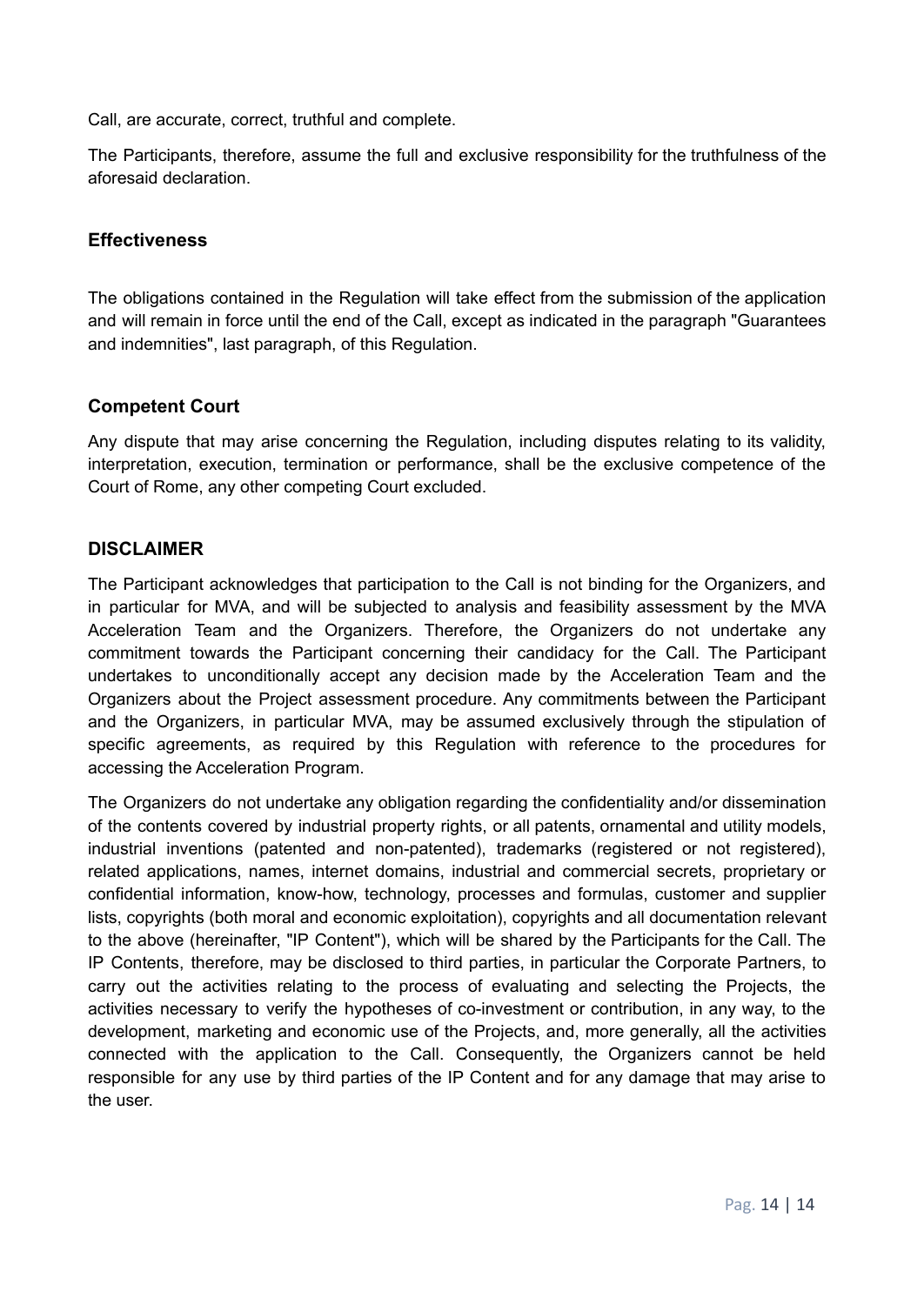Call, are accurate, correct, truthful and complete.

The Participants, therefore, assume the full and exclusive responsibility for the truthfulness of the aforesaid declaration.

### Effectiveness

The obligations contained in the Regulation will take effect from the submission of the application and will remain in force until the end of the Call, except as indicated in the paragraph "Guarantees and indemnities", last paragraph, of this Regulation.

### Competent Court

Any dispute that may arise concerning the Regulation, including disputes relating to its validity, interpretation, execution, termination or performance, shall be the exclusive competence of the Court of Rome, any other competing Court excluded.

### DISCLAIMER

The Participant acknowledges that participation to the Call is not binding for the Organizers, and in particular for MVA, and will be subjected to analysis and feasibility assessment by the MVA Acceleration Team and the Organizers. Therefore, the Organizers do not undertake any commitment towards the Participant concerning their candidacy for the Call. The Participant undertakes to unconditionally accept any decision made by the Acceleration Team and the Organizers about the Project assessment procedure. Any commitments between the Participant and the Organizers, in particular MVA, may be assumed exclusively through the stipulation of specific agreements, as required by this Regulation with reference to the procedures for accessing the Acceleration Program.

The Organizers do not undertake any obligation regarding the confidentiality and/or dissemination of the contents covered by industrial property rights, or all patents, ornamental and utility models, industrial inventions (patented and non-patented), trademarks (registered or not registered), related applications, names, internet domains, industrial and commercial secrets, proprietary or confidential information, know-how, technology, processes and formulas, customer and supplier lists, copyrights (both moral and economic exploitation), copyrights and all documentation relevant to the above (hereinafter, "IP Content"), which will be shared by the Participants for the Call. The IP Contents, therefore, may be disclosed to third parties, in particular the Corporate Partners, to carry out the activities relating to the process of evaluating and selecting the Projects, the activities necessary to verify the hypotheses of co-investment or contribution, in any way, to the development, marketing and economic use of the Projects, and, more generally, all the activities connected with the application to the Call. Consequently, the Organizers cannot be held responsible for any use by third parties of the IP Content and for any damage that may arise to the user.